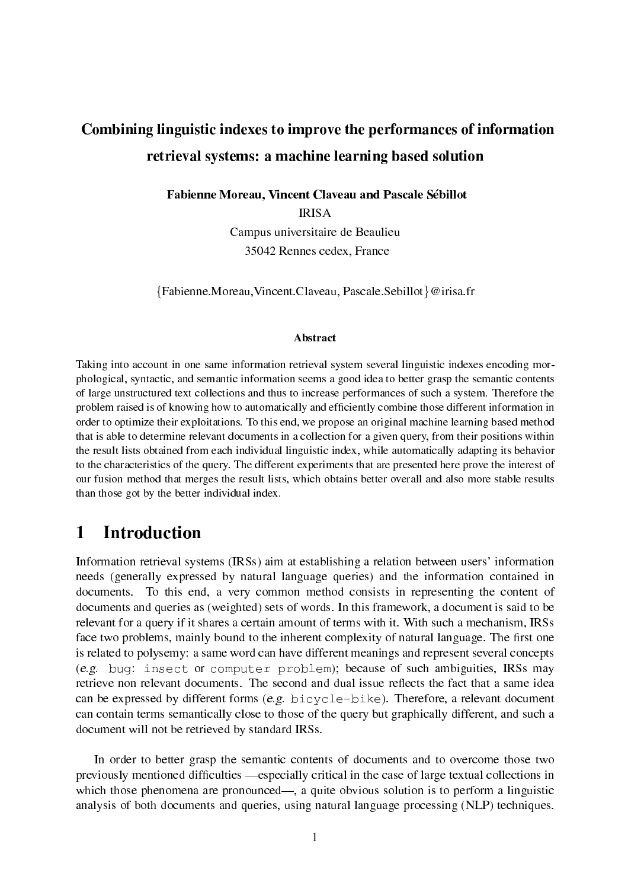# Combining linguistic indexes to improve the performances of information retrieval systems: a machine learning based solution

**Fabienne Moreau, Vincent Claveau and Pascale Sébillot**

IRISA

Campus universitaire de Beaulieu

35042 Rennes cedex, France

{Fabienne.Moreau,Vincent.Claveau, Pascale.Sebillot}@irisa.fr

### Abstract

Taking into account in one same information retrieval system several linguistic indexes encoding morphological, syntactic, and semantic information seems a good idea to better grasp the semantic contents of large unstructured text collections and thus to increase performances of such a system. Therefore the problem raised is of knowing how to automatically and efficiently combine those different information in order to optimize their exploitations. To this end, we propose an original machine learning based method that is able to determine relevant documents in a collection for a given query, from their positions within the result lists obtained from each individual linguistic index, while automatically adapting its behavior to the characteristics of the query. The different experiments that are presented here prove the interest of our fusion method that merges the result lists, which obtains better overall and also more stable results than those got by the better individual index.

## 1 Introduction

Information retrieval systems (IRSs) aim at establishing a relation between users' information needs (generally expressed by natural language queries) and the information contained in documents. To this end, a very common method consists in representing the content of documents and queries as (weighted) sets of words. In this framework, a document is said to be relevant for a query if it shares a certain amount of terms with it. With such a mechanism, IRSs face two problems, mainly bound to the inherent complexity of natural language. The first one is related to polysemy: a same word can have different meanings and represent several concepts (*e.g.* `bug`: `insect` or `computer problem`); because of such ambiguities, IRSs may retrieve non relevant documents. The second and dual issue reflects the fact that a same idea can be expressed by different forms (*e.g.* `bicycle-bike`). Therefore, a relevant document can contain terms semantically close to those of the query but graphically different, and such a document will not be retrieved by standard IRSs.

In order to better grasp the semantic contents of documents and to overcome those two previously mentioned difficulties —especially critical in the case of large textual collections in which those phenomena are pronounced—, a quite obvious solution is to perform a linguistic analysis of both documents and queries, using natural language processing (NLP) techniques.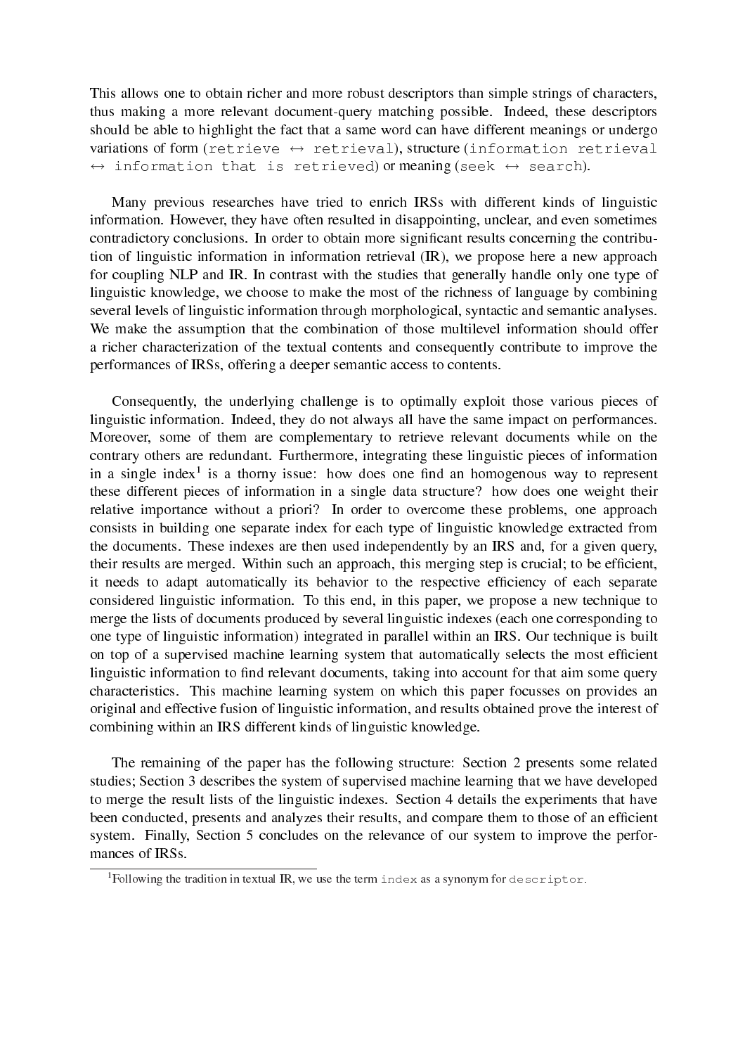This allows one to obtain richer and more robust descriptors than simple strings of characters, thus making a more relevant document-query matching possible. Indeed, these descriptors should be able to highlight the fact that a same word can have different meanings or undergo variations of form (`retrieve` ↔ `retrieval`), structure (`information retrieval` ↔ `information that is retrieved`) or meaning (`seek` ↔ `search`).

Many previous researches have tried to enrich IRSs with different kinds of linguistic information. However, they have often resulted in disappointing, unclear, and even sometimes contradictory conclusions. In order to obtain more significant results concerning the contribution of linguistic information in information retrieval (IR), we propose here a new approach for coupling NLP and IR. In contrast with the studies that generally handle only one type of linguistic knowledge, we choose to make the most of the richness of language by combining several levels of linguistic information through morphological, syntactic and semantic analyses. We make the assumption that the combination of those multilevel information should offer a richer characterization of the textual contents and consequently contribute to improve the performances of IRSs, offering a deeper semantic access to contents.

Consequently, the underlying challenge is to optimally exploit those various pieces of linguistic information. Indeed, they do not always all have the same impact on performances. Moreover, some of them are complementary to retrieve relevant documents while on the contrary others are redundant. Furthermore, integrating these linguistic pieces of information in a single index[1] is a thorny issue: how does one find an homogenous way to represent these different pieces of information in a single data structure? how does one weight their relative importance without a priori? In order to overcome these problems, one approach consists in building one separate index for each type of linguistic knowledge extracted from the documents. These indexes are then used independently by an IRS and, for a given query, their results are merged. Within such an approach, this merging step is crucial; to be efficient, it needs to adapt automatically its behavior to the respective efficiency of each separate considered linguistic information. To this end, in this paper, we propose a new technique to merge the lists of documents produced by several linguistic indexes (each one corresponding to one type of linguistic information) integrated in parallel within an IRS. Our technique is built on top of a supervised machine learning system that automatically selects the most efficient linguistic information to find relevant documents, taking into account for that aim some query characteristics. This machine learning system on which this paper focusses on provides an original and effective fusion of linguistic information, and results obtained prove the interest of combining within an IRS different kinds of linguistic knowledge.

The remaining of the paper has the following structure: Section 2 presents some related studies; Section 3 describes the system of supervised machine learning that we have developed to merge the result lists of the linguistic indexes. Section 4 details the experiments that have been conducted, presents and analyzes their results, and compare them to those of an efficient system. Finally, Section 5 concludes on the relevance of our system to improve the performances of IRSs.

[1] Following the tradition in textual IR, we use the term `index` as a synonym for `descriptor`.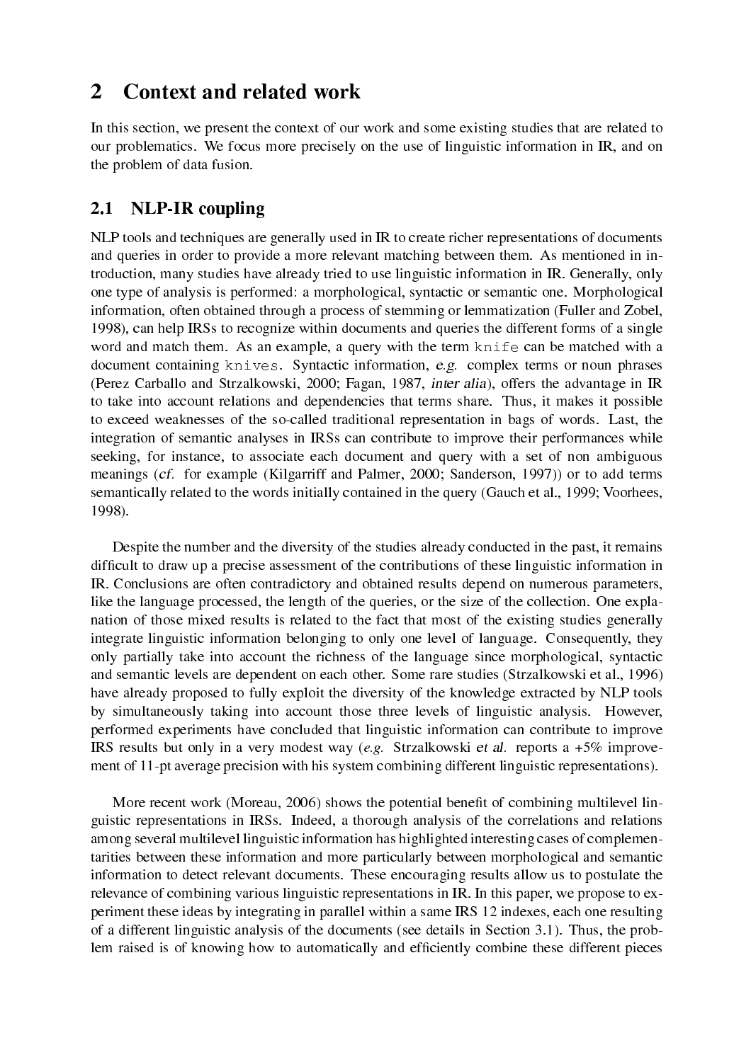# 2 Context and related work

In this section, we present the context of our work and some existing studies that are related to our problematics. We focus more precisely on the use of linguistic information in IR, and on the problem of data fusion.

## 2.1 NLP-IR coupling

NLP tools and techniques are generally used in IR to create richer representations of documents and queries in order to provide a more relevant matching between them. As mentioned in introduction, many studies have already tried to use linguistic information in IR. Generally, only one type of analysis is performed: a morphological, syntactic or semantic one. Morphological information, often obtained through a process of stemming or lemmatization (Fuller and Zobel, 1998), can help IRSs to recognize within documents and queries the different forms of a single word and match them. As an example, a query with the term `knife` can be matched with a document containing `knives`. Syntactic information, *e.g.* complex terms or noun phrases (Perez Carballo and Strzalkowski, 2000; Fagan, 1987, *inter alia*), offers the advantage in IR to take into account relations and dependencies that terms share. Thus, it makes it possible to exceed weaknesses of the so-called traditional representation in bags of words. Last, the integration of semantic analyses in IRSs can contribute to improve their performances while seeking, for instance, to associate each document and query with a set of non ambiguous meanings (*cf.* for example (Kilgarriff and Palmer, 2000; Sanderson, 1997)) or to add terms semantically related to the words initially contained in the query (Gauch et al., 1999; Voorhees, 1998).

Despite the number and the diversity of the studies already conducted in the past, it remains difficult to draw up a precise assessment of the contributions of these linguistic information in IR. Conclusions are often contradictory and obtained results depend on numerous parameters, like the language processed, the length of the queries, or the size of the collection. One explanation of those mixed results is related to the fact that most of the existing studies generally integrate linguistic information belonging to only one level of language. Consequently, they only partially take into account the richness of the language since morphological, syntactic and semantic levels are dependent on each other. Some rare studies (Strzalkowski et al., 1996) have already proposed to fully exploit the diversity of the knowledge extracted by NLP tools by simultaneously taking into account those three levels of linguistic analysis. However, performed experiments have concluded that linguistic information can contribute to improve IRS results but only in a very modest way (*e.g.* Strzalkowski *et al.* reports a +5% improvement of 11-pt average precision with his system combining different linguistic representations).

More recent work (Moreau, 2006) shows the potential benefit of combining multilevel linguistic representations in IRSs. Indeed, a thorough analysis of the correlations and relations among several multilevel linguistic information has highlighted interesting cases of complementarities between these information and more particularly between morphological and semantic information to detect relevant documents. These encouraging results allow us to postulate the relevance of combining various linguistic representations in IR. In this paper, we propose to experiment these ideas by integrating in parallel within a same IRS 12 indexes, each one resulting of a different linguistic analysis of the documents (see details in Section 3.1). Thus, the problem raised is of knowing how to automatically and efficiently combine these different pieces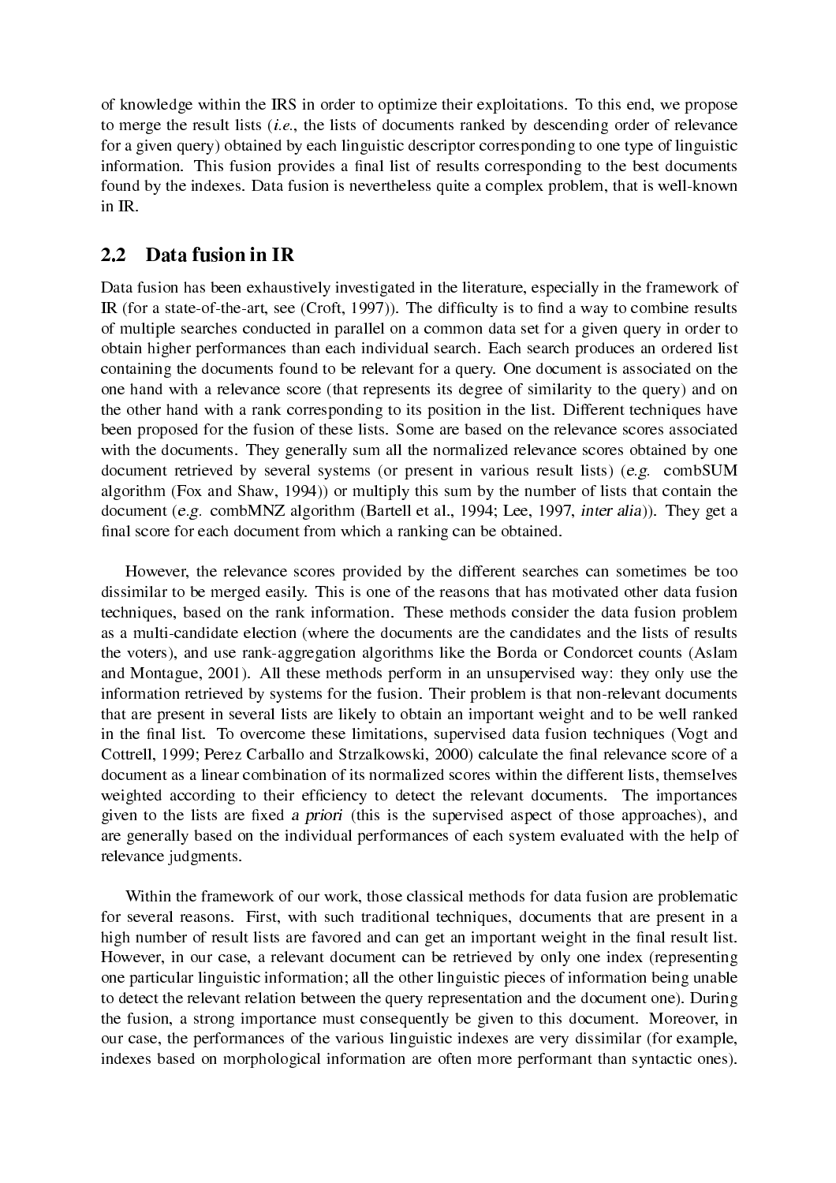of knowledge within the IRS in order to optimize their exploitations. To this end, we propose to merge the result lists (*i.e.*, the lists of documents ranked by descending order of relevance for a given query) obtained by each linguistic descriptor corresponding to one type of linguistic information. This fusion provides a final list of results corresponding to the best documents found by the indexes. Data fusion is nevertheless quite a complex problem, that is well-known in IR.

## 2.2 Data fusion in IR

Data fusion has been exhaustively investigated in the literature, especially in the framework of IR (for a state-of-the-art, see (Croft, 1997)). The difficulty is to find a way to combine results of multiple searches conducted in parallel on a common data set for a given query in order to obtain higher performances than each individual search. Each search produces an ordered list containing the documents found to be relevant for a query. One document is associated on the one hand with a relevance score (that represents its degree of similarity to the query) and on the other hand with a rank corresponding to its position in the list. Different techniques have been proposed for the fusion of these lists. Some are based on the relevance scores associated with the documents. They generally sum all the normalized relevance scores obtained by one document retrieved by several systems (or present in various result lists) (*e.g.* combSUM algorithm (Fox and Shaw, 1994)) or multiply this sum by the number of lists that contain the document (*e.g.* combMNZ algorithm (Bartell et al., 1994; Lee, 1997, *inter alia*)). They get a final score for each document from which a ranking can be obtained.

However, the relevance scores provided by the different searches can sometimes be too dissimilar to be merged easily. This is one of the reasons that has motivated other data fusion techniques, based on the rank information. These methods consider the data fusion problem as a multi-candidate election (where the documents are the candidates and the lists of results the voters), and use rank-aggregation algorithms like the Borda or Condorcet counts (Aslam and Montague, 2001). All these methods perform in an unsupervised way: they only use the information retrieved by systems for the fusion. Their problem is that non-relevant documents that are present in several lists are likely to obtain an important weight and to be well ranked in the final list. To overcome these limitations, supervised data fusion techniques (Vogt and Cottrell, 1999; Perez Carballo and Strzalkowski, 2000) calculate the final relevance score of a document as a linear combination of its normalized scores within the different lists, themselves weighted according to their efficiency to detect the relevant documents. The importances given to the lists are fixed *a priori* (this is the supervised aspect of those approaches), and are generally based on the individual performances of each system evaluated with the help of relevance judgments.

Within the framework of our work, those classical methods for data fusion are problematic for several reasons. First, with such traditional techniques, documents that are present in a high number of result lists are favored and can get an important weight in the final result list. However, in our case, a relevant document can be retrieved by only one index (representing one particular linguistic information; all the other linguistic pieces of information being unable to detect the relevant relation between the query representation and the document one). During the fusion, a strong importance must consequently be given to this document. Moreover, in our case, the performances of the various linguistic indexes are very dissimilar (for example, indexes based on morphological information are often more performant than syntactic ones).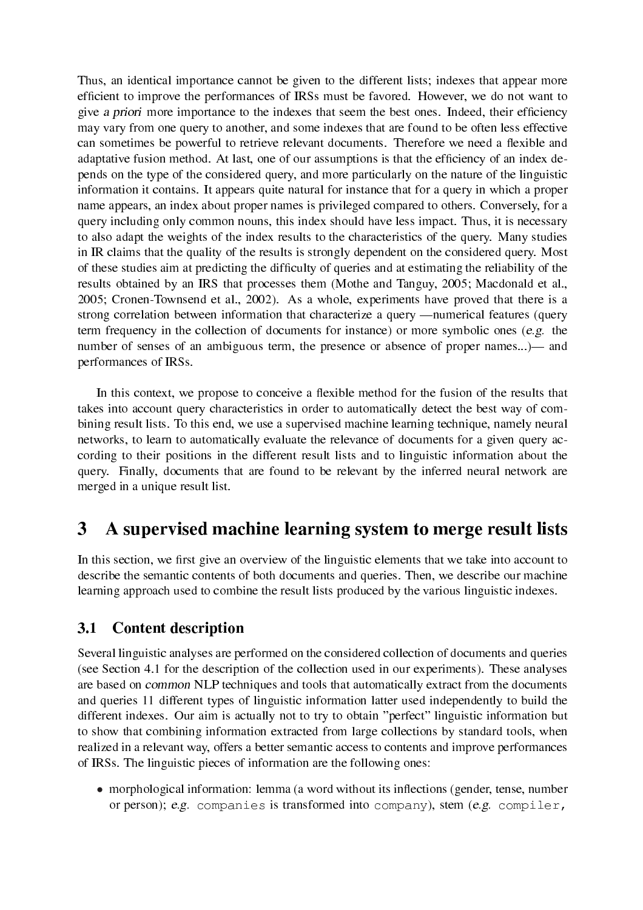Thus, an identical importance cannot be given to the different lists; indexes that appear more efficient to improve the performances of IRSs must be favored. However, we do not want to give *a priori* more importance to the indexes that seem the best ones. Indeed, their efficiency may vary from one query to another, and some indexes that are found to be often less effective can sometimes be powerful to retrieve relevant documents. Therefore we need a flexible and adaptative fusion method. At last, one of our assumptions is that the efficiency of an index depends on the type of the considered query, and more particularly on the nature of the linguistic information it contains. It appears quite natural for instance that for a query in which a proper name appears, an index about proper names is privileged compared to others. Conversely, for a query including only common nouns, this index should have less impact. Thus, it is necessary to also adapt the weights of the index results to the characteristics of the query. Many studies in IR claims that the quality of the results is strongly dependent on the considered query. Most of these studies aim at predicting the difficulty of queries and at estimating the reliability of the results obtained by an IRS that processes them (Mothe and Tanguy, 2005; Macdonald et al., 2005; Cronen-Townsend et al., 2002). As a whole, experiments have proved that there is a strong correlation between information that characterize a query —numerical features (query term frequency in the collection of documents for instance) or more symbolic ones (*e.g.* the number of senses of an ambiguous term, the presence or absence of proper names...)— and performances of IRSs.

In this context, we propose to conceive a flexible method for the fusion of the results that takes into account query characteristics in order to automatically detect the best way of combining result lists. To this end, we use a supervised machine learning technique, namely neural networks, to learn to automatically evaluate the relevance of documents for a given query according to their positions in the different result lists and to linguistic information about the query. Finally, documents that are found to be relevant by the inferred neural network are merged in a unique result list.

# 3 A supervised machine learning system to merge result lists

In this section, we first give an overview of the linguistic elements that we take into account to describe the semantic contents of both documents and queries. Then, we describe our machine learning approach used to combine the result lists produced by the various linguistic indexes.

## 3.1 Content description

Several linguistic analyses are performed on the considered collection of documents and queries (see Section 4.1 for the description of the collection used in our experiments). These analyses are based on *common* NLP techniques and tools that automatically extract from the documents and queries 11 different types of linguistic information latter used independently to build the different indexes. Our aim is actually not to try to obtain "perfect" linguistic information but to show that combining information extracted from large collections by standard tools, when realized in a relevant way, offers a better semantic access to contents and improve performances of IRSs. The linguistic pieces of information are the following ones:

- morphological information: lemma (a word without its inflections (gender, tense, number or person); *e.g.* `companies` is transformed into `company`), stem (*e.g.* `compiler,`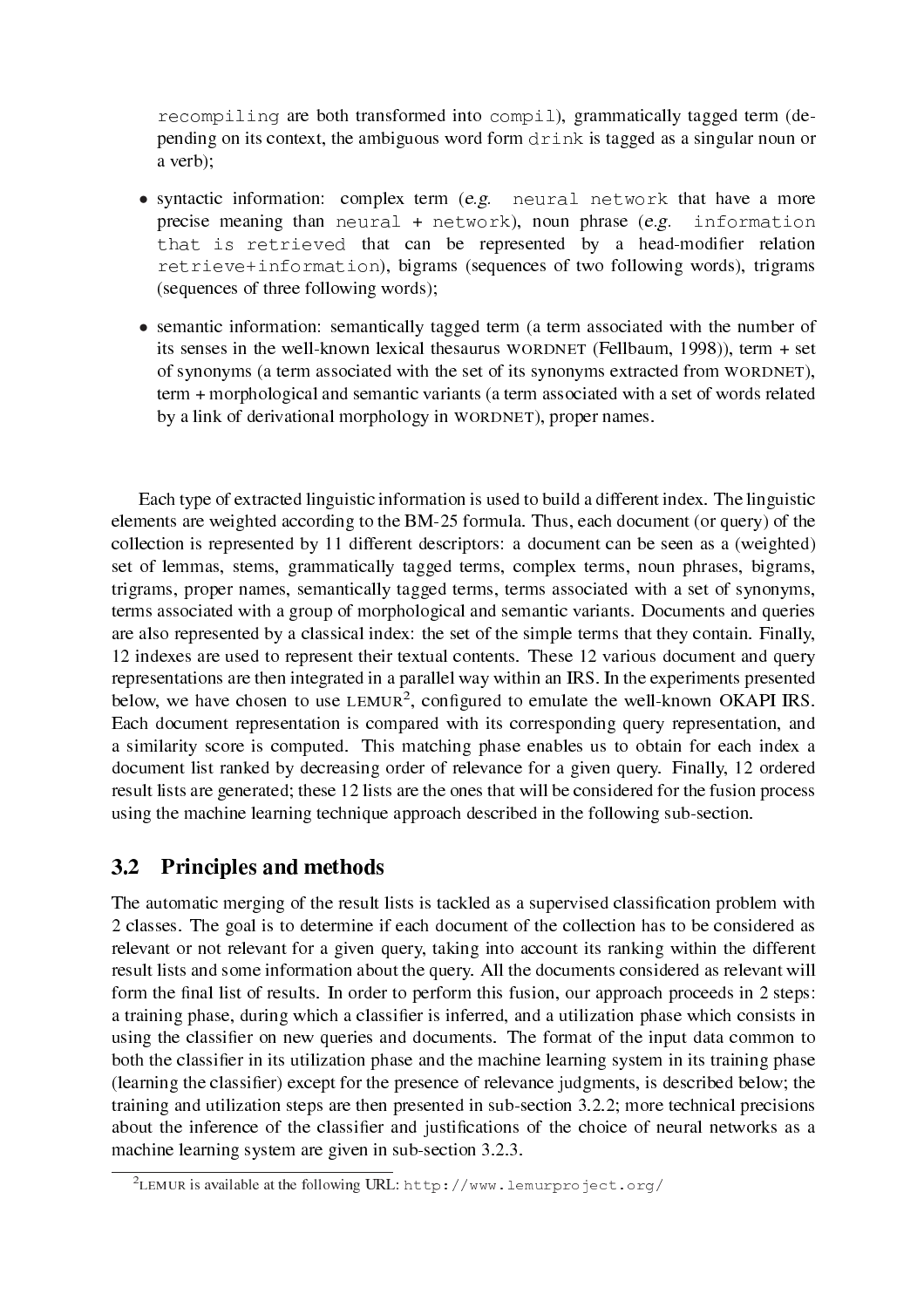recompiling are both transformed into compil), grammatically tagged term (depending on its context, the ambiguous word form drink is tagged as a singular noun or a verb);

- syntactic information: complex term (*e.g.* neural network that have a more precise meaning than neural + network), noun phrase (*e.g.* information that is retrieved that can be represented by a head-modifier relation retrieve+information), bigrams (sequences of two following words), trigrams (sequences of three following words);
- semantic information: semantically tagged term (a term associated with the number of its senses in the well-known lexical thesaurus WORDNET (Fellbaum, 1998)), term + set of synonyms (a term associated with the set of its synonyms extracted from WORDNET), term + morphological and semantic variants (a term associated with a set of words related by a link of derivational morphology in WORDNET), proper names.

Each type of extracted linguistic information is used to build a different index. The linguistic elements are weighted according to the BM-25 formula. Thus, each document (or query) of the collection is represented by 11 different descriptors: a document can be seen as a (weighted) set of lemmas, stems, grammatically tagged terms, complex terms, noun phrases, bigrams, trigrams, proper names, semantically tagged terms, terms associated with a set of synonyms, terms associated with a group of morphological and semantic variants. Documents and queries are also represented by a classical index: the set of the simple terms that they contain. Finally, 12 indexes are used to represent their textual contents. These 12 various document and query representations are then integrated in a parallel way within an IRS. In the experiments presented below, we have chosen to use LEMUR[2], configured to emulate the well-known OKAPI IRS. Each document representation is compared with its corresponding query representation, and a similarity score is computed. This matching phase enables us to obtain for each index a document list ranked by decreasing order of relevance for a given query. Finally, 12 ordered result lists are generated; these 12 lists are the ones that will be considered for the fusion process using the machine learning technique approach described in the following sub-section.

## 3.2 Principles and methods

The automatic merging of the result lists is tackled as a supervised classification problem with 2 classes. The goal is to determine if each document of the collection has to be considered as relevant or not relevant for a given query, taking into account its ranking within the different result lists and some information about the query. All the documents considered as relevant will form the final list of results. In order to perform this fusion, our approach proceeds in 2 steps: a training phase, during which a classifier is inferred, and a utilization phase which consists in using the classifier on new queries and documents. The format of the input data common to both the classifier in its utilization phase and the machine learning system in its training phase (learning the classifier) except for the presence of relevance judgments, is described below; the training and utilization steps are then presented in sub-section 3.2.2; more technical precisions about the inference of the classifier and justifications of the choice of neural networks as a machine learning system are given in sub-section 3.2.3.

[2] LEMUR is available at the following URL: http://www.lemurproject.org/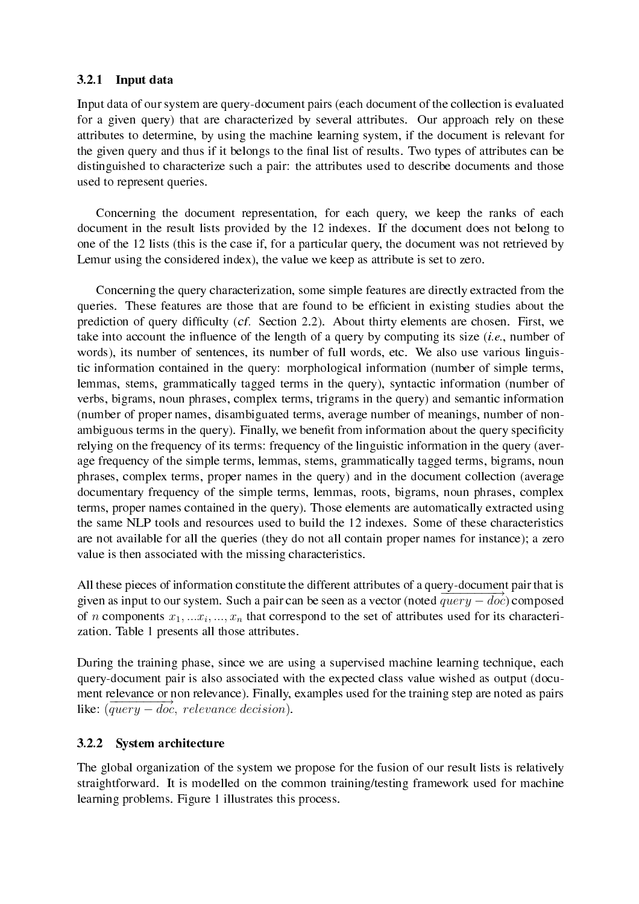### 3.2.1 Input data

Input data of our system are query-document pairs (each document of the collection is evaluated for a given query) that are characterized by several attributes. Our approach rely on these attributes to determine, by using the machine learning system, if the document is relevant for the given query and thus if it belongs to the final list of results. Two types of attributes can be distinguished to characterize such a pair: the attributes used to describe documents and those used to represent queries.

Concerning the document representation, for each query, we keep the ranks of each document in the result lists provided by the 12 indexes. If the document does not belong to one of the 12 lists (this is the case if, for a particular query, the document was not retrieved by Lemur using the considered index), the value we keep as attribute is set to zero.

Concerning the query characterization, some simple features are directly extracted from the queries. These features are those that are found to be efficient in existing studies about the prediction of query difficulty (*cf.* Section 2.2). About thirty elements are chosen. First, we take into account the influence of the length of a query by computing its size (*i.e.*, number of words), its number of sentences, its number of full words, etc. We also use various linguistic information contained in the query: morphological information (number of simple terms, lemmas, stems, grammatically tagged terms in the query), syntactic information (number of verbs, bigrams, noun phrases, complex terms, trigrams in the query) and semantic information (number of proper names, disambiguated terms, average number of meanings, number of non-ambiguous terms in the query). Finally, we benefit from information about the query specificity relying on the frequency of its terms: frequency of the linguistic information in the query (average frequency of the simple terms, lemmas, stems, grammatically tagged terms, bigrams, noun phrases, complex terms, proper names in the query) and in the document collection (average documentary frequency of the simple terms, lemmas, roots, bigrams, noun phrases, complex terms, proper names contained in the query). Those elements are automatically extracted using the same NLP tools and resources used to build the 12 indexes. Some of these characteristics are not available for all the queries (they do not all contain proper names for instance); a zero value is then associated with the missing characteristics.

All these pieces of information constitute the different attributes of a query-document pair that is given as input to our system. Such a pair can be seen as a vector (noted $\overrightarrow{query - doc}$) composed of $n$ components $x_1, ...x_i, ..., x_n$ that correspond to the set of attributes used for its characterization. Table 1 presents all those attributes.

During the training phase, since we are using a supervised machine learning technique, each query-document pair is also associated with the expected class value wished as output (document relevance or non relevance). Finally, examples used for the training step are noted as pairs like: $(\overrightarrow{query - doc},\ relevance\ decision)$.

### 3.2.2 System architecture

The global organization of the system we propose for the fusion of our result lists is relatively straightforward. It is modelled on the common training/testing framework used for machine learning problems. Figure 1 illustrates this process.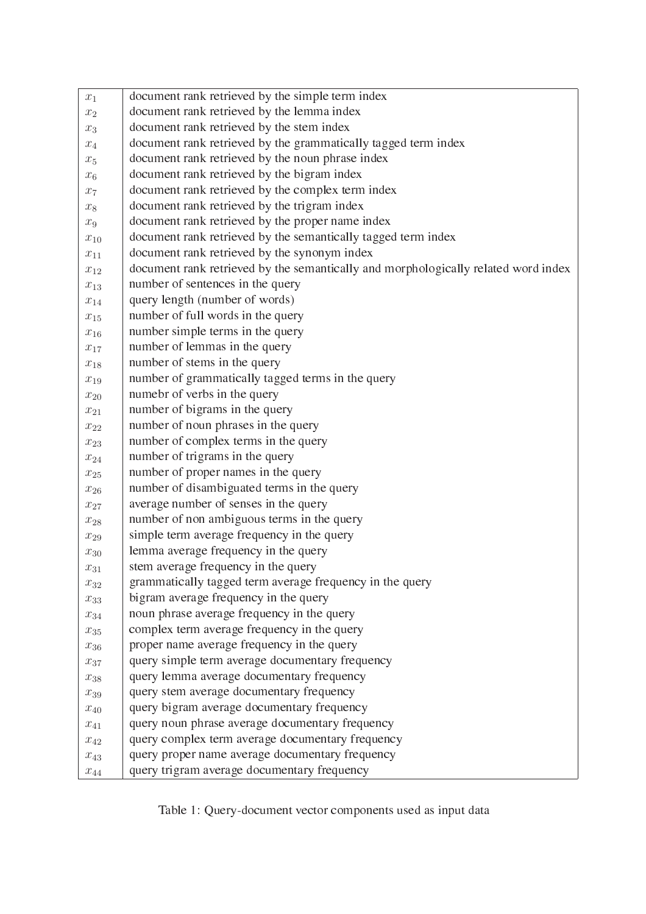| | |
|---|---|
| $x_1$ | document rank retrieved by the simple term index |
| $x_2$ | document rank retrieved by the lemma index |
| $x_3$ | document rank retrieved by the stem index |
| $x_4$ | document rank retrieved by the grammatically tagged term index |
| $x_5$ | document rank retrieved by the noun phrase index |
| $x_6$ | document rank retrieved by the bigram index |
| $x_7$ | document rank retrieved by the complex term index |
| $x_8$ | document rank retrieved by the trigram index |
| $x_9$ | document rank retrieved by the proper name index |
| $x_{10}$ | document rank retrieved by the semantically tagged term index |
| $x_{11}$ | document rank retrieved by the synonym index |
| $x_{12}$ | document rank retrieved by the semantically and morphologically related word index |
| $x_{13}$ | number of sentences in the query |
| $x_{14}$ | query length (number of words) |
| $x_{15}$ | number of full words in the query |
| $x_{16}$ | number simple terms in the query |
| $x_{17}$ | number of lemmas in the query |
| $x_{18}$ | number of stems in the query |
| $x_{19}$ | number of grammatically tagged terms in the query |
| $x_{20}$ | numebr of verbs in the query |
| $x_{21}$ | number of bigrams in the query |
| $x_{22}$ | number of noun phrases in the query |
| $x_{23}$ | number of complex terms in the query |
| $x_{24}$ | number of trigrams in the query |
| $x_{25}$ | number of proper names in the query |
| $x_{26}$ | number of disambiguated terms in the query |
| $x_{27}$ | average number of senses in the query |
| $x_{28}$ | number of non ambiguous terms in the query |
| $x_{29}$ | simple term average frequency in the query |
| $x_{30}$ | lemma average frequency in the query |
| $x_{31}$ | stem average frequency in the query |
| $x_{32}$ | grammatically tagged term average frequency in the query |
| $x_{33}$ | bigram average frequency in the query |
| $x_{34}$ | noun phrase average frequency in the query |
| $x_{35}$ | complex term average frequency in the query |
| $x_{36}$ | proper name average frequency in the query |
| $x_{37}$ | query simple term average documentary frequency |
| $x_{38}$ | query lemma average documentary frequency |
| $x_{39}$ | query stem average documentary frequency |
| $x_{40}$ | query bigram average documentary frequency |
| $x_{41}$ | query noun phrase average documentary frequency |
| $x_{42}$ | query complex term average documentary frequency |
| $x_{43}$ | query proper name average documentary frequency |
| $x_{44}$ | query trigram average documentary frequency |

Table 1: Query-document vector components used as input data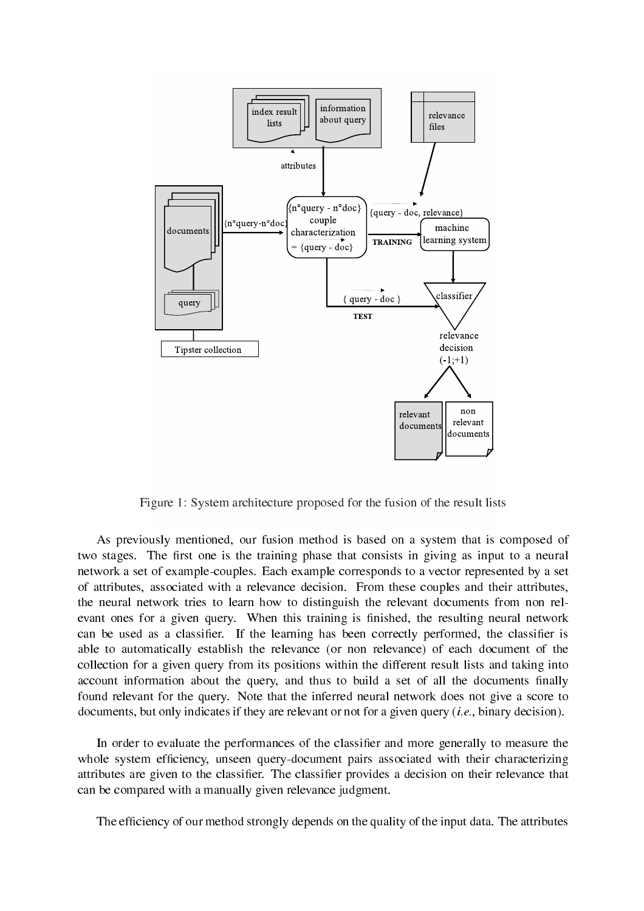Figure 1: System architecture proposed for the fusion of the result lists

As previously mentioned, our fusion method is based on a system that is composed of two stages. The first one is the training phase that consists in giving as input to a neural network a set of example-couples. Each example corresponds to a vector represented by a set of attributes, associated with a relevance decision. From these couples and their attributes, the neural network tries to learn how to distinguish the relevant documents from non relevant ones for a given query. When this training is finished, the resulting neural network can be used as a classifier. If the learning has been correctly performed, the classifier is able to automatically establish the relevance (or non relevance) of each document of the collection for a given query from its positions within the different result lists and taking into account information about the query, and thus to build a set of all the documents finally found relevant for the query. Note that the inferred neural network does not give a score to documents, but only indicates if they are relevant or not for a given query (*i.e.*, binary decision).

In order to evaluate the performances of the classifier and more generally to measure the whole system efficiency, unseen query-document pairs associated with their characterizing attributes are given to the classifier. The classifier provides a decision on their relevance that can be compared with a manually given relevance judgment.

The efficiency of our method strongly depends on the quality of the input data. The attributes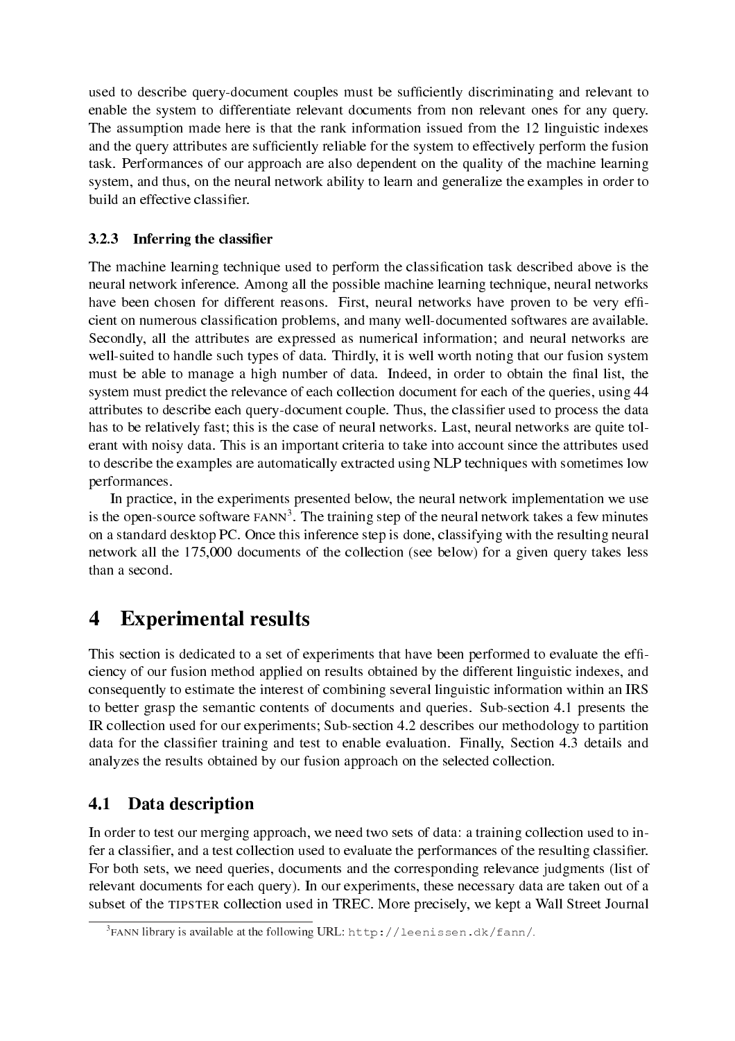used to describe query-document couples must be sufficiently discriminating and relevant to enable the system to differentiate relevant documents from non relevant ones for any query. The assumption made here is that the rank information issued from the 12 linguistic indexes and the query attributes are sufficiently reliable for the system to effectively perform the fusion task. Performances of our approach are also dependent on the quality of the machine learning system, and thus, on the neural network ability to learn and generalize the examples in order to build an effective classifier.

### 3.2.3 Inferring the classifier

The machine learning technique used to perform the classification task described above is the neural network inference. Among all the possible machine learning technique, neural networks have been chosen for different reasons. First, neural networks have proven to be very efficient on numerous classification problems, and many well-documented softwares are available. Secondly, all the attributes are expressed as numerical information; and neural networks are well-suited to handle such types of data. Thirdly, it is well worth noting that our fusion system must be able to manage a high number of data. Indeed, in order to obtain the final list, the system must predict the relevance of each collection document for each of the queries, using 44 attributes to describe each query-document couple. Thus, the classifier used to process the data has to be relatively fast; this is the case of neural networks. Last, neural networks are quite tolerant with noisy data. This is an important criteria to take into account since the attributes used to describe the examples are automatically extracted using NLP techniques with sometimes low performances.

In practice, in the experiments presented below, the neural network implementation we use is the open-source software FANN[3]. The training step of the neural network takes a few minutes on a standard desktop PC. Once this inference step is done, classifying with the resulting neural network all the 175,000 documents of the collection (see below) for a given query takes less than a second.

# 4 Experimental results

This section is dedicated to a set of experiments that have been performed to evaluate the efficiency of our fusion method applied on results obtained by the different linguistic indexes, and consequently to estimate the interest of combining several linguistic information within an IRS to better grasp the semantic contents of documents and queries. Sub-section 4.1 presents the IR collection used for our experiments; Sub-section 4.2 describes our methodology to partition data for the classifier training and test to enable evaluation. Finally, Section 4.3 details and analyzes the results obtained by our fusion approach on the selected collection.

## 4.1 Data description

In order to test our merging approach, we need two sets of data: a training collection used to infer a classifier, and a test collection used to evaluate the performances of the resulting classifier. For both sets, we need queries, documents and the corresponding relevance judgments (list of relevant documents for each query). In our experiments, these necessary data are taken out of a subset of the TIPSTER collection used in TREC. More precisely, we kept a Wall Street Journal

[3] FANN library is available at the following URL: http://leenissen.dk/fann/.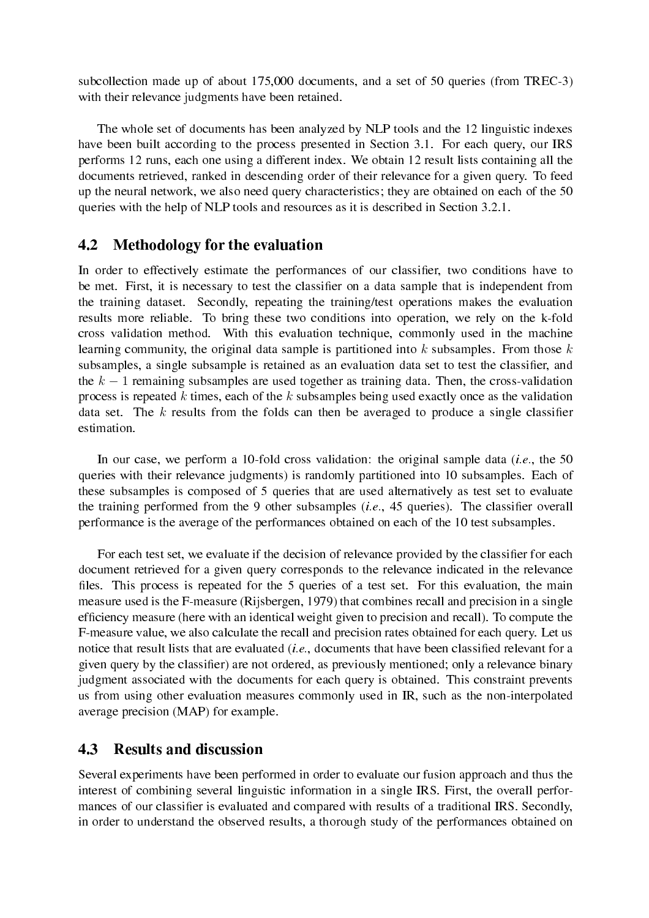subcollection made up of about 175,000 documents, and a set of 50 queries (from TREC-3) with their relevance judgments have been retained.

The whole set of documents has been analyzed by NLP tools and the 12 linguistic indexes have been built according to the process presented in Section 3.1. For each query, our IRS performs 12 runs, each one using a different index. We obtain 12 result lists containing all the documents retrieved, ranked in descending order of their relevance for a given query. To feed up the neural network, we also need query characteristics; they are obtained on each of the 50 queries with the help of NLP tools and resources as it is described in Section 3.2.1.

## 4.2 Methodology for the evaluation

In order to effectively estimate the performances of our classifier, two conditions have to be met. First, it is necessary to test the classifier on a data sample that is independent from the training dataset. Secondly, repeating the training/test operations makes the evaluation results more reliable. To bring these two conditions into operation, we rely on the k-fold cross validation method. With this evaluation technique, commonly used in the machine learning community, the original data sample is partitioned into $k$ subsamples. From those $k$ subsamples, a single subsample is retained as an evaluation data set to test the classifier, and the $k-1$ remaining subsamples are used together as training data. Then, the cross-validation process is repeated $k$ times, each of the $k$ subsamples being used exactly once as the validation data set. The $k$ results from the folds can then be averaged to produce a single classifier estimation.

In our case, we perform a 10-fold cross validation: the original sample data (*i.e.*, the 50 queries with their relevance judgments) is randomly partitioned into 10 subsamples. Each of these subsamples is composed of 5 queries that are used alternatively as test set to evaluate the training performed from the 9 other subsamples (*i.e.*, 45 queries). The classifier overall performance is the average of the performances obtained on each of the 10 test subsamples.

For each test set, we evaluate if the decision of relevance provided by the classifier for each document retrieved for a given query corresponds to the relevance indicated in the relevance files. This process is repeated for the 5 queries of a test set. For this evaluation, the main measure used is the F-measure (Rijsbergen, 1979) that combines recall and precision in a single efficiency measure (here with an identical weight given to precision and recall). To compute the F-measure value, we also calculate the recall and precision rates obtained for each query. Let us notice that result lists that are evaluated (*i.e.*, documents that have been classified relevant for a given query by the classifier) are not ordered, as previously mentioned; only a relevance binary judgment associated with the documents for each query is obtained. This constraint prevents us from using other evaluation measures commonly used in IR, such as the non-interpolated average precision (MAP) for example.

## 4.3 Results and discussion

Several experiments have been performed in order to evaluate our fusion approach and thus the interest of combining several linguistic information in a single IRS. First, the overall performances of our classifier is evaluated and compared with results of a traditional IRS. Secondly, in order to understand the observed results, a thorough study of the performances obtained on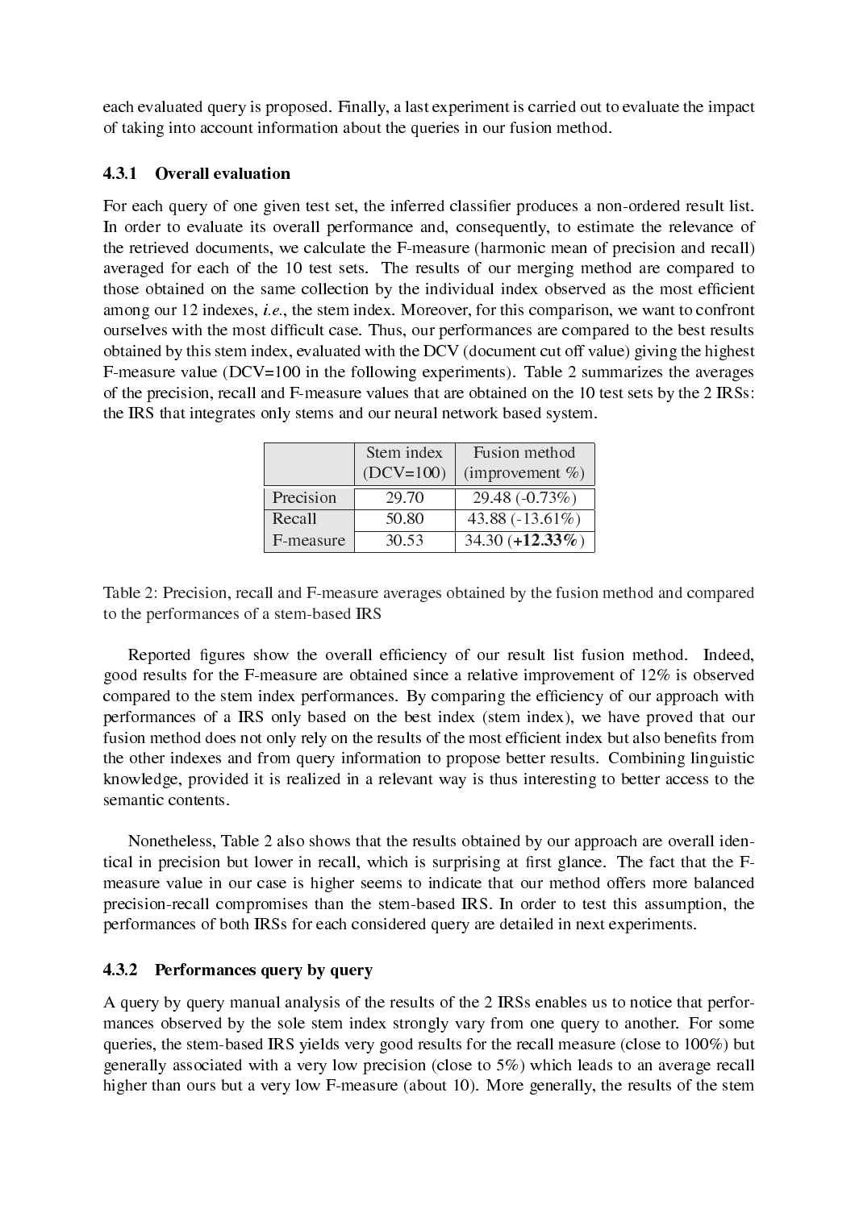each evaluated query is proposed. Finally, a last experiment is carried out to evaluate the impact of taking into account information about the queries in our fusion method.

#### 4.3.1 Overall evaluation

For each query of one given test set, the inferred classifier produces a non-ordered result list. In order to evaluate its overall performance and, consequently, to estimate the relevance of the retrieved documents, we calculate the F-measure (harmonic mean of precision and recall) averaged for each of the 10 test sets. The results of our merging method are compared to those obtained on the same collection by the individual index observed as the most efficient among our 12 indexes, *i.e.*, the stem index. Moreover, for this comparison, we want to confront ourselves with the most difficult case. Thus, our performances are compared to the best results obtained by this stem index, evaluated with the DCV (document cut off value) giving the highest F-measure value (DCV=100 in the following experiments). Table 2 summarizes the averages of the precision, recall and F-measure values that are obtained on the 10 test sets by the 2 IRSs: the IRS that integrates only stems and our neural network based system.

| | Stem index (DCV=100) | Fusion method (improvement %) |
|---|---|---|
| Precision | 29.70 | 29.48 (-0.73%) |
| Recall | 50.80 | 43.88 (-13.61%) |
| F-measure | 30.53 | 34.30 (**+12.33%**) |

Table 2: Precision, recall and F-measure averages obtained by the fusion method and compared to the performances of a stem-based IRS

Reported figures show the overall efficiency of our result list fusion method. Indeed, good results for the F-measure are obtained since a relative improvement of 12% is observed compared to the stem index performances. By comparing the efficiency of our approach with performances of a IRS only based on the best index (stem index), we have proved that our fusion method does not only rely on the results of the most efficient index but also benefits from the other indexes and from query information to propose better results. Combining linguistic knowledge, provided it is realized in a relevant way is thus interesting to better access to the semantic contents.

Nonetheless, Table 2 also shows that the results obtained by our approach are overall identical in precision but lower in recall, which is surprising at first glance. The fact that the F-measure value in our case is higher seems to indicate that our method offers more balanced precision-recall compromises than the stem-based IRS. In order to test this assumption, the performances of both IRSs for each considered query are detailed in next experiments.

#### 4.3.2 Performances query by query

A query by query manual analysis of the results of the 2 IRSs enables us to notice that performances observed by the sole stem index strongly vary from one query to another. For some queries, the stem-based IRS yields very good results for the recall measure (close to 100%) but generally associated with a very low precision (close to 5%) which leads to an average recall higher than ours but a very low F-measure (about 10). More generally, the results of the stem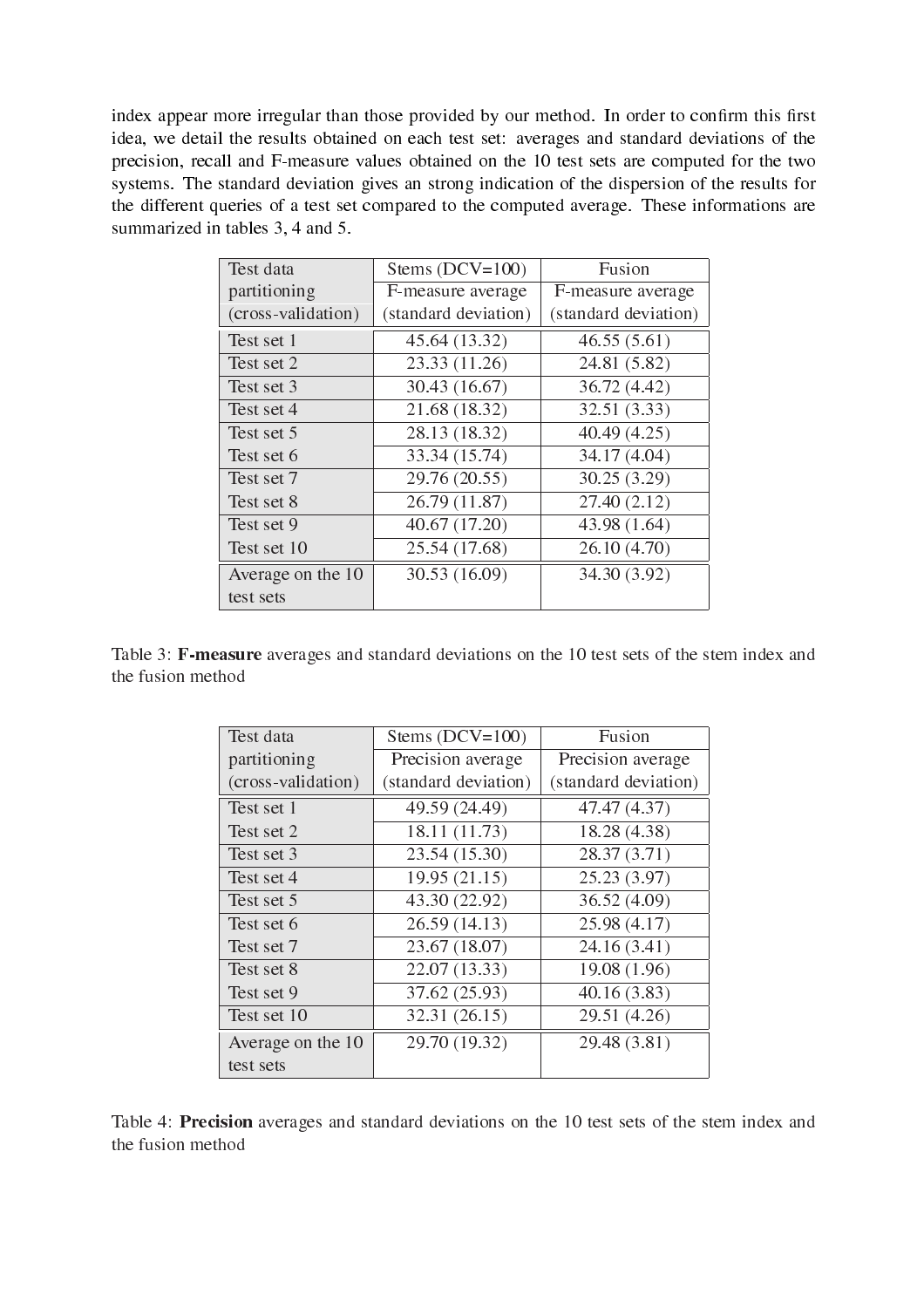index appear more irregular than those provided by our method. In order to confirm this first idea, we detail the results obtained on each test set: averages and standard deviations of the precision, recall and F-measure values obtained on the 10 test sets are computed for the two systems. The standard deviation gives an strong indication of the dispersion of the results for the different queries of a test set compared to the computed average. These informations are summarized in tables 3, 4 and 5.

| Test data partitioning (cross-validation) | Stems (DCV=100) F-measure average (standard deviation) | Fusion F-measure average (standard deviation) |
|---|---|---|
| Test set 1 | 45.64 (13.32) | 46.55 (5.61) |
| Test set 2 | 23.33 (11.26) | 24.81 (5.82) |
| Test set 3 | 30.43 (16.67) | 36.72 (4.42) |
| Test set 4 | 21.68 (18.32) | 32.51 (3.33) |
| Test set 5 | 28.13 (18.32) | 40.49 (4.25) |
| Test set 6 | 33.34 (15.74) | 34.17 (4.04) |
| Test set 7 | 29.76 (20.55) | 30.25 (3.29) |
| Test set 8 | 26.79 (11.87) | 27.40 (2.12) |
| Test set 9 | 40.67 (17.20) | 43.98 (1.64) |
| Test set 10 | 25.54 (17.68) | 26.10 (4.70) |
| Average on the 10 test sets | 30.53 (16.09) | 34.30 (3.92) |

Table 3: **F-measure** averages and standard deviations on the 10 test sets of the stem index and the fusion method

| Test data partitioning (cross-validation) | Stems (DCV=100) Precision average (standard deviation) | Fusion Precision average (standard deviation) |
|---|---|---|
| Test set 1 | 49.59 (24.49) | 47.47 (4.37) |
| Test set 2 | 18.11 (11.73) | 18.28 (4.38) |
| Test set 3 | 23.54 (15.30) | 28.37 (3.71) |
| Test set 4 | 19.95 (21.15) | 25.23 (3.97) |
| Test set 5 | 43.30 (22.92) | 36.52 (4.09) |
| Test set 6 | 26.59 (14.13) | 25.98 (4.17) |
| Test set 7 | 23.67 (18.07) | 24.16 (3.41) |
| Test set 8 | 22.07 (13.33) | 19.08 (1.96) |
| Test set 9 | 37.62 (25.93) | 40.16 (3.83) |
| Test set 10 | 32.31 (26.15) | 29.51 (4.26) |
| Average on the 10 test sets | 29.70 (19.32) | 29.48 (3.81) |

Table 4: **Precision** averages and standard deviations on the 10 test sets of the stem index and the fusion method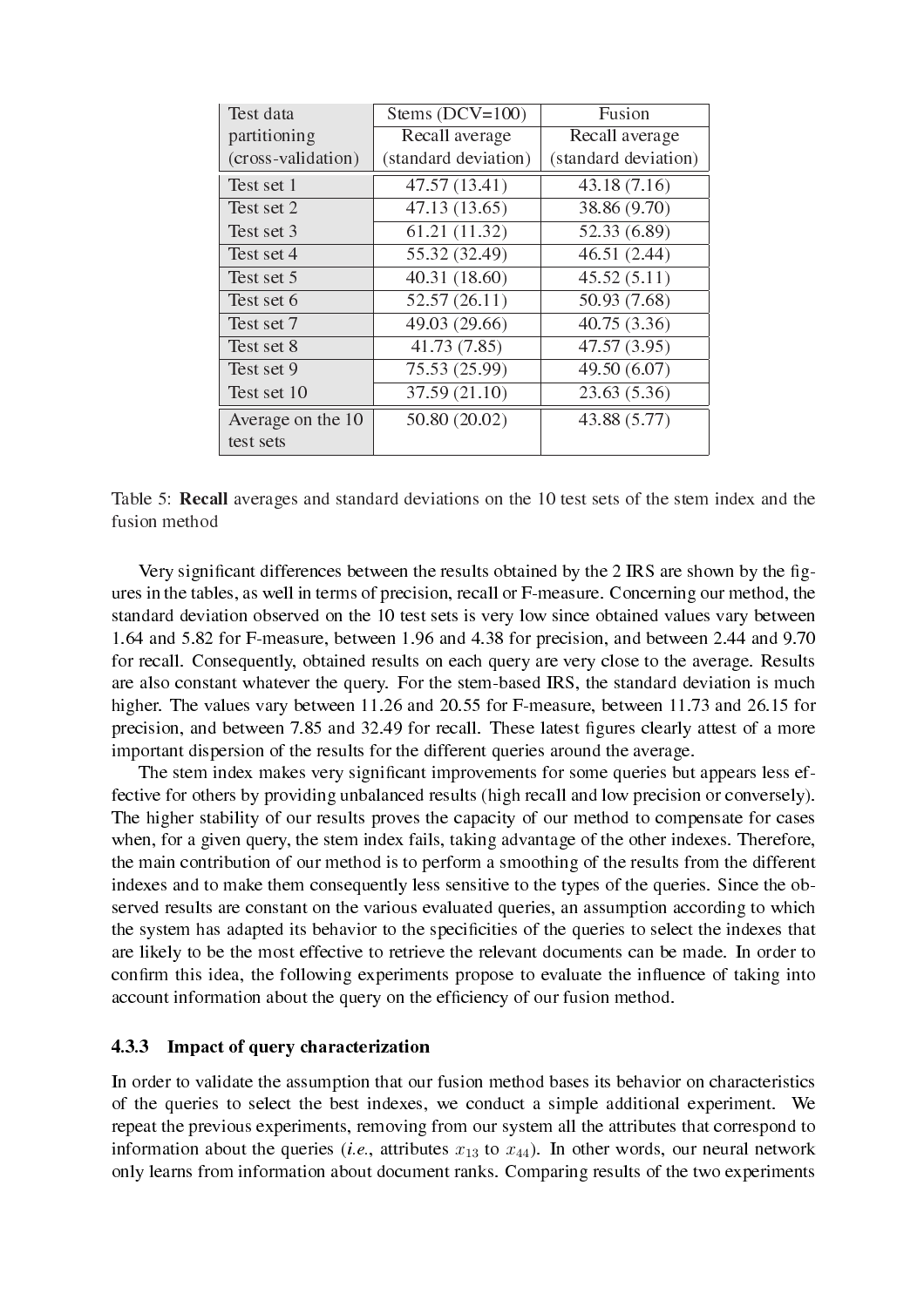| Test data partitioning (cross-validation) | Stems (DCV=100) Recall average (standard deviation) | Fusion Recall average (standard deviation) |
|---|---|---|
| Test set 1 | 47.57 (13.41) | 43.18 (7.16) |
| Test set 2 | 47.13 (13.65) | 38.86 (9.70) |
| Test set 3 | 61.21 (11.32) | 52.33 (6.89) |
| Test set 4 | 55.32 (32.49) | 46.51 (2.44) |
| Test set 5 | 40.31 (18.60) | 45.52 (5.11) |
| Test set 6 | 52.57 (26.11) | 50.93 (7.68) |
| Test set 7 | 49.03 (29.66) | 40.75 (3.36) |
| Test set 8 | 41.73 (7.85) | 47.57 (3.95) |
| Test set 9 | 75.53 (25.99) | 49.50 (6.07) |
| Test set 10 | 37.59 (21.10) | 23.63 (5.36) |
| Average on the 10 test sets | 50.80 (20.02) | 43.88 (5.77) |

Table 5: **Recall** averages and standard deviations on the 10 test sets of the stem index and the fusion method

Very significant differences between the results obtained by the 2 IRS are shown by the figures in the tables, as well in terms of precision, recall or F-measure. Concerning our method, the standard deviation observed on the 10 test sets is very low since obtained values vary between 1.64 and 5.82 for F-measure, between 1.96 and 4.38 for precision, and between 2.44 and 9.70 for recall. Consequently, obtained results on each query are very close to the average. Results are also constant whatever the query. For the stem-based IRS, the standard deviation is much higher. The values vary between 11.26 and 20.55 for F-measure, between 11.73 and 26.15 for precision, and between 7.85 and 32.49 for recall. These latest figures clearly attest of a more important dispersion of the results for the different queries around the average.

The stem index makes very significant improvements for some queries but appears less effective for others by providing unbalanced results (high recall and low precision or conversely). The higher stability of our results proves the capacity of our method to compensate for cases when, for a given query, the stem index fails, taking advantage of the other indexes. Therefore, the main contribution of our method is to perform a smoothing of the results from the different indexes and to make them consequently less sensitive to the types of the queries. Since the observed results are constant on the various evaluated queries, an assumption according to which the system has adapted its behavior to the specificities of the queries to select the indexes that are likely to be the most effective to retrieve the relevant documents can be made. In order to confirm this idea, the following experiments propose to evaluate the influence of taking into account information about the query on the efficiency of our fusion method.

### 4.3.3 Impact of query characterization

In order to validate the assumption that our fusion method bases its behavior on characteristics of the queries to select the best indexes, we conduct a simple additional experiment. We repeat the previous experiments, removing from our system all the attributes that correspond to information about the queries (*i.e.*, attributes $x_{13}$ to $x_{44}$). In other words, our neural network only learns from information about document ranks. Comparing results of the two experiments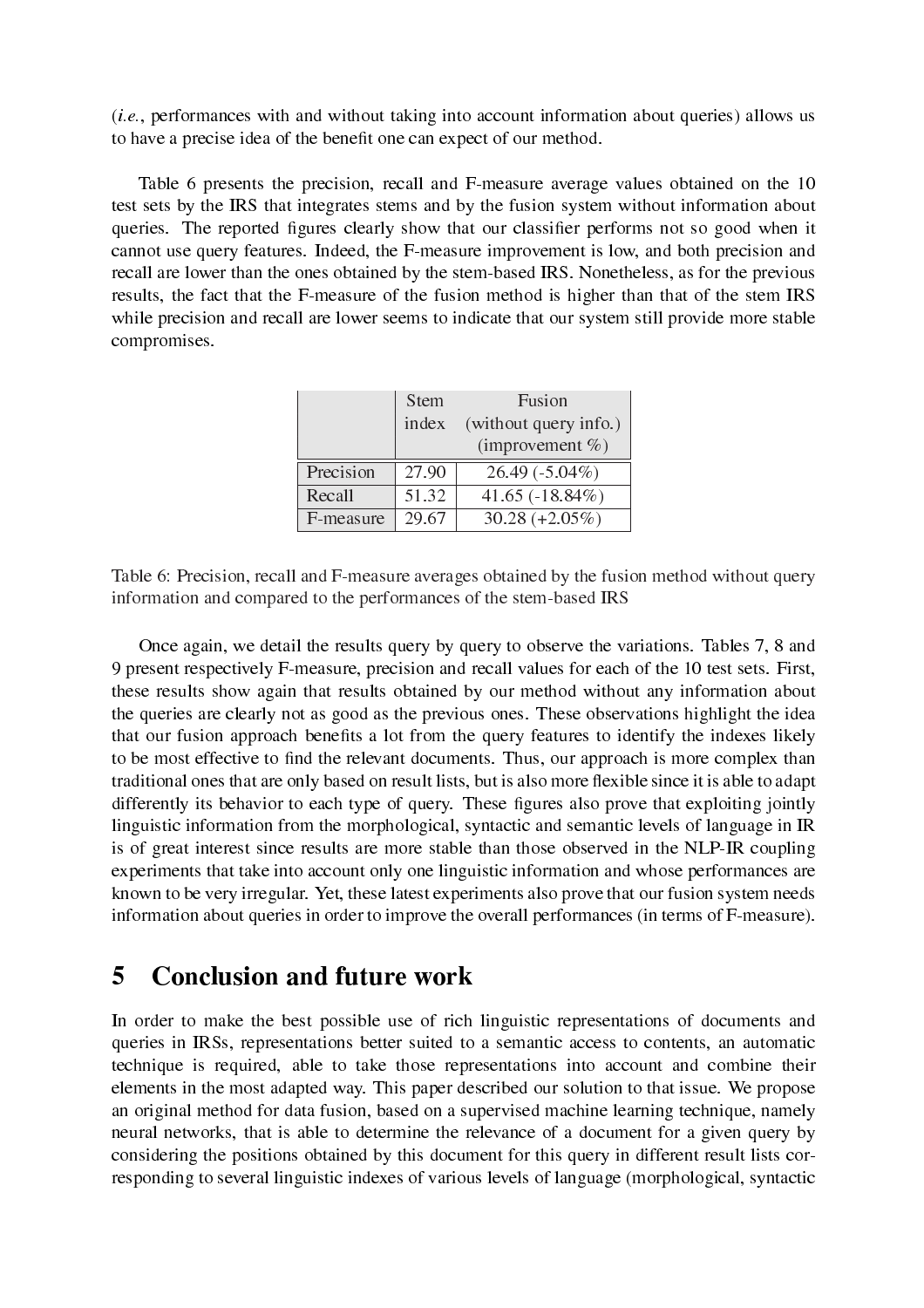(*i.e.*, performances with and without taking into account information about queries) allows us to have a precise idea of the benefit one can expect of our method.

Table 6 presents the precision, recall and F-measure average values obtained on the 10 test sets by the IRS that integrates stems and by the fusion system without information about queries. The reported figures clearly show that our classifier performs not so good when it cannot use query features. Indeed, the F-measure improvement is low, and both precision and recall are lower than the ones obtained by the stem-based IRS. Nonetheless, as for the previous results, the fact that the F-measure of the fusion method is higher than that of the stem IRS while precision and recall are lower seems to indicate that our system still provide more stable compromises.

| | Stem index | Fusion (without query info.) (improvement %) |
|---|---|---|
| Precision | 27.90 | 26.49 (-5.04%) |
| Recall | 51.32 | 41.65 (-18.84%) |
| F-measure | 29.67 | 30.28 (+2.05%) |

Table 6: Precision, recall and F-measure averages obtained by the fusion method without query information and compared to the performances of the stem-based IRS

Once again, we detail the results query by query to observe the variations. Tables 7, 8 and 9 present respectively F-measure, precision and recall values for each of the 10 test sets. First, these results show again that results obtained by our method without any information about the queries are clearly not as good as the previous ones. These observations highlight the idea that our fusion approach benefits a lot from the query features to identify the indexes likely to be most effective to find the relevant documents. Thus, our approach is more complex than traditional ones that are only based on result lists, but is also more flexible since it is able to adapt differently its behavior to each type of query. These figures also prove that exploiting jointly linguistic information from the morphological, syntactic and semantic levels of language in IR is of great interest since results are more stable than those observed in the NLP-IR coupling experiments that take into account only one linguistic information and whose performances are known to be very irregular. Yet, these latest experiments also prove that our fusion system needs information about queries in order to improve the overall performances (in terms of F-measure).

# 5 Conclusion and future work

In order to make the best possible use of rich linguistic representations of documents and queries in IRSs, representations better suited to a semantic access to contents, an automatic technique is required, able to take those representations into account and combine their elements in the most adapted way. This paper described our solution to that issue. We propose an original method for data fusion, based on a supervised machine learning technique, namely neural networks, that is able to determine the relevance of a document for a given query by considering the positions obtained by this document for this query in different result lists corresponding to several linguistic indexes of various levels of language (morphological, syntactic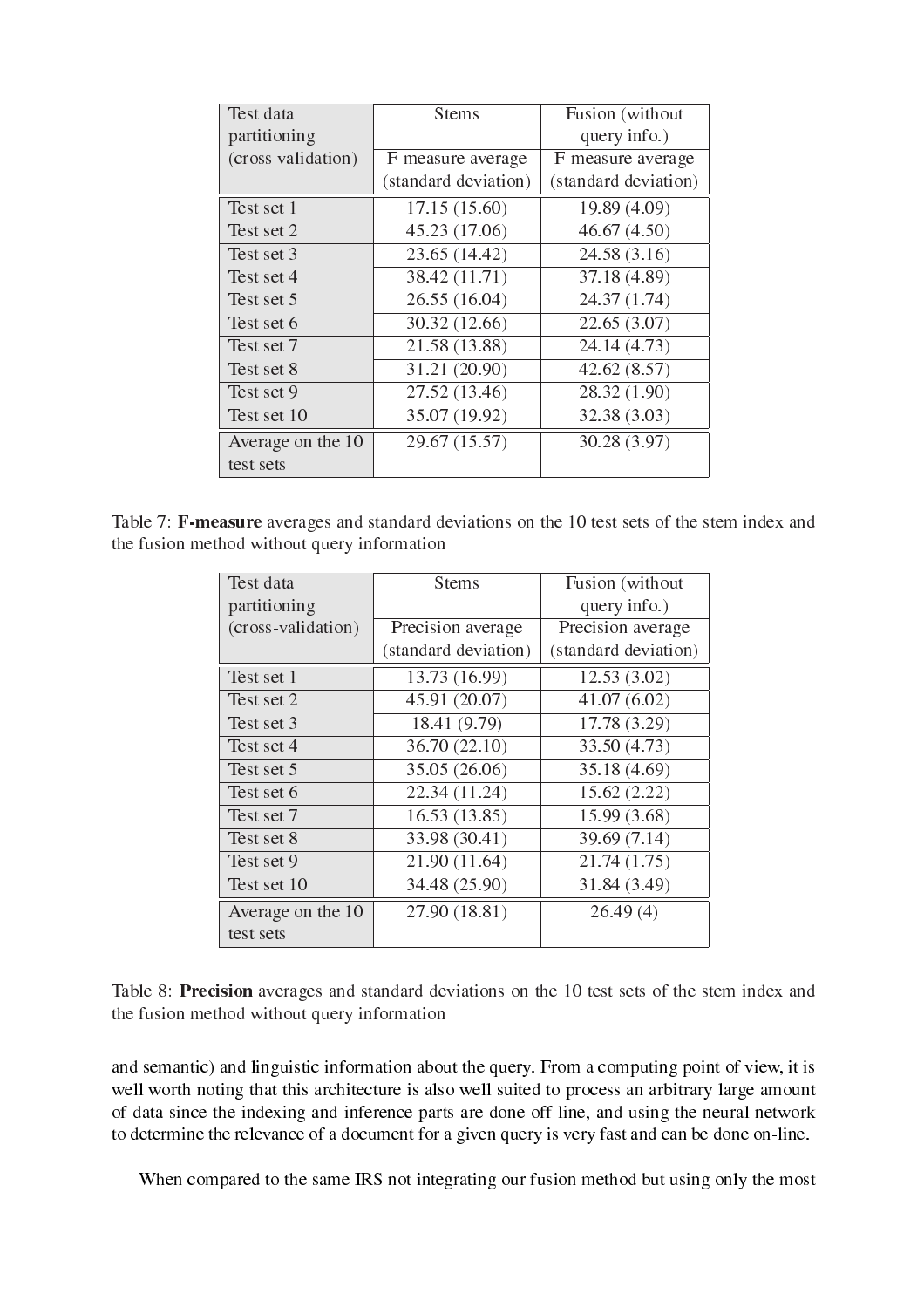| Test data partitioning (cross validation) | Stems | Fusion (without query info.) |
|---|---|---|
| | F-measure average (standard deviation) | F-measure average (standard deviation) |
| Test set 1 | 17.15 (15.60) | 19.89 (4.09) |
| Test set 2 | 45.23 (17.06) | 46.67 (4.50) |
| Test set 3 | 23.65 (14.42) | 24.58 (3.16) |
| Test set 4 | 38.42 (11.71) | 37.18 (4.89) |
| Test set 5 | 26.55 (16.04) | 24.37 (1.74) |
| Test set 6 | 30.32 (12.66) | 22.65 (3.07) |
| Test set 7 | 21.58 (13.88) | 24.14 (4.73) |
| Test set 8 | 31.21 (20.90) | 42.62 (8.57) |
| Test set 9 | 27.52 (13.46) | 28.32 (1.90) |
| Test set 10 | 35.07 (19.92) | 32.38 (3.03) |
| Average on the 10 test sets | 29.67 (15.57) | 30.28 (3.97) |

Table 7: **F-measure** averages and standard deviations on the 10 test sets of the stem index and the fusion method without query information

| Test data partitioning (cross-validation) | Stems | Fusion (without query info.) |
|---|---|---|
| | Precision average (standard deviation) | Precision average (standard deviation) |
| Test set 1 | 13.73 (16.99) | 12.53 (3.02) |
| Test set 2 | 45.91 (20.07) | 41.07 (6.02) |
| Test set 3 | 18.41 (9.79) | 17.78 (3.29) |
| Test set 4 | 36.70 (22.10) | 33.50 (4.73) |
| Test set 5 | 35.05 (26.06) | 35.18 (4.69) |
| Test set 6 | 22.34 (11.24) | 15.62 (2.22) |
| Test set 7 | 16.53 (13.85) | 15.99 (3.68) |
| Test set 8 | 33.98 (30.41) | 39.69 (7.14) |
| Test set 9 | 21.90 (11.64) | 21.74 (1.75) |
| Test set 10 | 34.48 (25.90) | 31.84 (3.49) |
| Average on the 10 test sets | 27.90 (18.81) | 26.49 (4) |

Table 8: **Precision** averages and standard deviations on the 10 test sets of the stem index and the fusion method without query information

and semantic) and linguistic information about the query. From a computing point of view, it is well worth noting that this architecture is also well suited to process an arbitrary large amount of data since the indexing and inference parts are done off-line, and using the neural network to determine the relevance of a document for a given query is very fast and can be done on-line.

When compared to the same IRS not integrating our fusion method but using only the most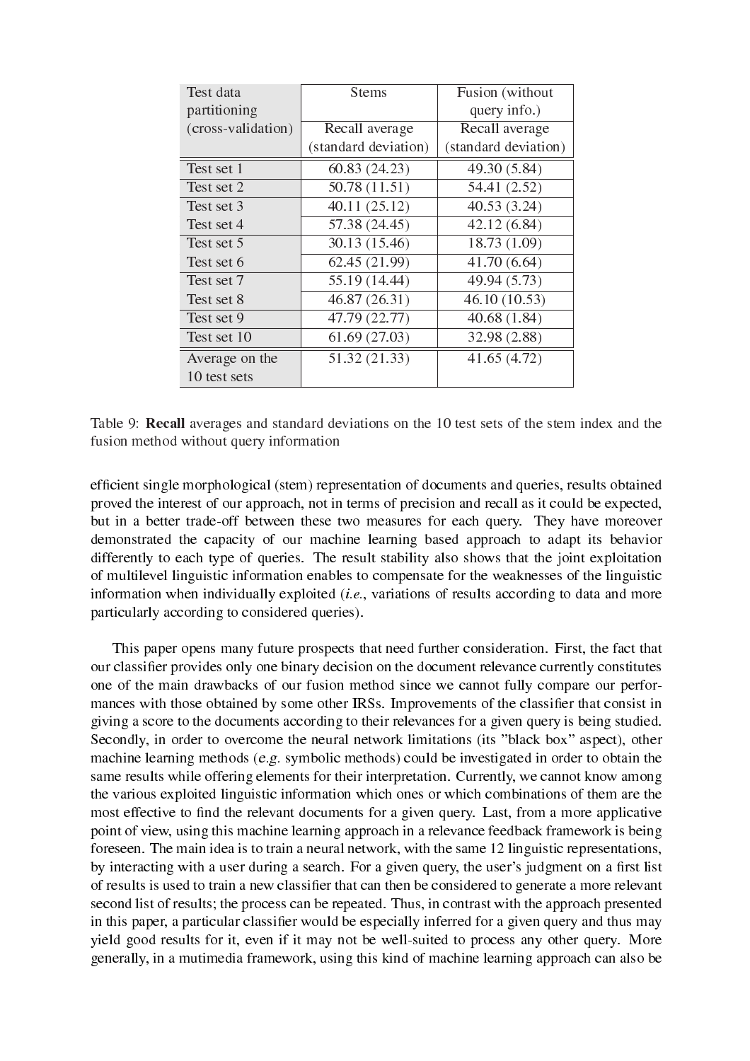| Test data partitioning (cross-validation) | Stems | Fusion (without query info.) |
|---|---|---|
| | Recall average (standard deviation) | Recall average (standard deviation) |
| Test set 1 | 60.83 (24.23) | 49.30 (5.84) |
| Test set 2 | 50.78 (11.51) | 54.41 (2.52) |
| Test set 3 | 40.11 (25.12) | 40.53 (3.24) |
| Test set 4 | 57.38 (24.45) | 42.12 (6.84) |
| Test set 5 | 30.13 (15.46) | 18.73 (1.09) |
| Test set 6 | 62.45 (21.99) | 41.70 (6.64) |
| Test set 7 | 55.19 (14.44) | 49.94 (5.73) |
| Test set 8 | 46.87 (26.31) | 46.10 (10.53) |
| Test set 9 | 47.79 (22.77) | 40.68 (1.84) |
| Test set 10 | 61.69 (27.03) | 32.98 (2.88) |
| Average on the 10 test sets | 51.32 (21.33) | 41.65 (4.72) |

Table 9: **Recall** averages and standard deviations on the 10 test sets of the stem index and the fusion method without query information

efficient single morphological (stem) representation of documents and queries, results obtained proved the interest of our approach, not in terms of precision and recall as it could be expected, but in a better trade-off between these two measures for each query. They have moreover demonstrated the capacity of our machine learning based approach to adapt its behavior differently to each type of queries. The result stability also shows that the joint exploitation of multilevel linguistic information enables to compensate for the weaknesses of the linguistic information when individually exploited (*i.e.*, variations of results according to data and more particularly according to considered queries).

This paper opens many future prospects that need further consideration. First, the fact that our classifier provides only one binary decision on the document relevance currently constitutes one of the main drawbacks of our fusion method since we cannot fully compare our performances with those obtained by some other IRSs. Improvements of the classifier that consist in giving a score to the documents according to their relevances for a given query is being studied. Secondly, in order to overcome the neural network limitations (its "black box" aspect), other machine learning methods (*e.g.* symbolic methods) could be investigated in order to obtain the same results while offering elements for their interpretation. Currently, we cannot know among the various exploited linguistic information which ones or which combinations of them are the most effective to find the relevant documents for a given query. Last, from a more applicative point of view, using this machine learning approach in a relevance feedback framework is being foreseen. The main idea is to train a neural network, with the same 12 linguistic representations, by interacting with a user during a search. For a given query, the user's judgment on a first list of results is used to train a new classifier that can then be considered to generate a more relevant second list of results; the process can be repeated. Thus, in contrast with the approach presented in this paper, a particular classifier would be especially inferred for a given query and thus may yield good results for it, even if it may not be well-suited to process any other query. More generally, in a mutimedia framework, using this kind of machine learning approach can also be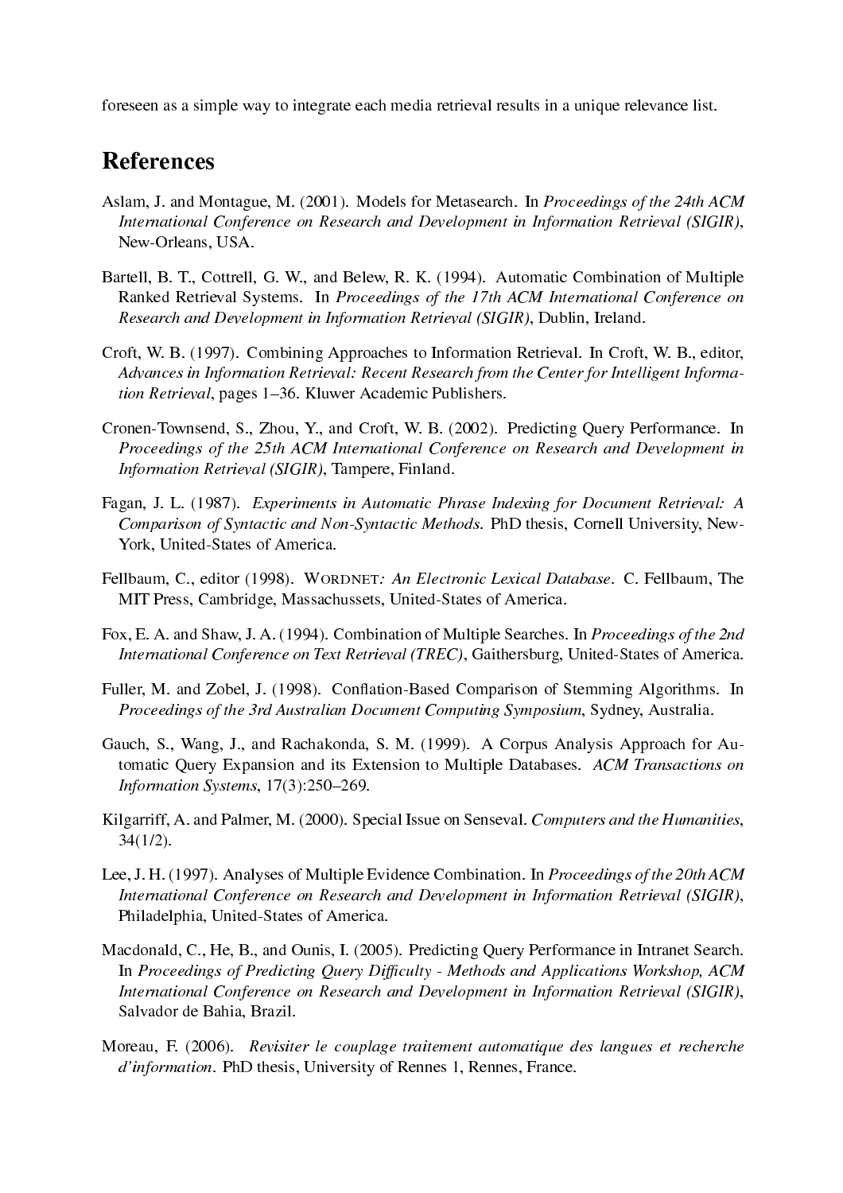foreseen as a simple way to integrate each media retrieval results in a unique relevance list.

# References

Aslam, J. and Montague, M. (2001). Models for Metasearch. In *Proceedings of the 24th ACM International Conference on Research and Development in Information Retrieval (SIGIR)*, New-Orleans, USA.

Bartell, B. T., Cottrell, G. W., and Belew, R. K. (1994). Automatic Combination of Multiple Ranked Retrieval Systems. In *Proceedings of the 17th ACM International Conference on Research and Development in Information Retrieval (SIGIR)*, Dublin, Ireland.

Croft, W. B. (1997). Combining Approaches to Information Retrieval. In Croft, W. B., editor, *Advances in Information Retrieval: Recent Research from the Center for Intelligent Information Retrieval*, pages 1–36. Kluwer Academic Publishers.

Cronen-Townsend, S., Zhou, Y., and Croft, W. B. (2002). Predicting Query Performance. In *Proceedings of the 25th ACM International Conference on Research and Development in Information Retrieval (SIGIR)*, Tampere, Finland.

Fagan, J. L. (1987). *Experiments in Automatic Phrase Indexing for Document Retrieval: A Comparison of Syntactic and Non-Syntactic Methods*. PhD thesis, Cornell University, New-York, United-States of America.

Fellbaum, C., editor (1998). *WORDNET: An Electronic Lexical Database*. C. Fellbaum, The MIT Press, Cambridge, Massachussets, United-States of America.

Fox, E. A. and Shaw, J. A. (1994). Combination of Multiple Searches. In *Proceedings of the 2nd International Conference on Text Retrieval (TREC)*, Gaithersburg, United-States of America.

Fuller, M. and Zobel, J. (1998). Conflation-Based Comparison of Stemming Algorithms. In *Proceedings of the 3rd Australian Document Computing Symposium*, Sydney, Australia.

Gauch, S., Wang, J., and Rachakonda, S. M. (1999). A Corpus Analysis Approach for Automatic Query Expansion and its Extension to Multiple Databases. *ACM Transactions on Information Systems*, 17(3):250–269.

Kilgarriff, A. and Palmer, M. (2000). Special Issue on Senseval. *Computers and the Humanities*, 34(1/2).

Lee, J. H. (1997). Analyses of Multiple Evidence Combination. In *Proceedings of the 20th ACM International Conference on Research and Development in Information Retrieval (SIGIR)*, Philadelphia, United-States of America.

Macdonald, C., He, B., and Ounis, I. (2005). Predicting Query Performance in Intranet Search. In *Proceedings of Predicting Query Difficulty - Methods and Applications Workshop, ACM International Conference on Research and Development in Information Retrieval (SIGIR)*, Salvador de Bahia, Brazil.

Moreau, F. (2006). *Revisiter le couplage traitement automatique des langues et recherche d'information*. PhD thesis, University of Rennes 1, Rennes, France.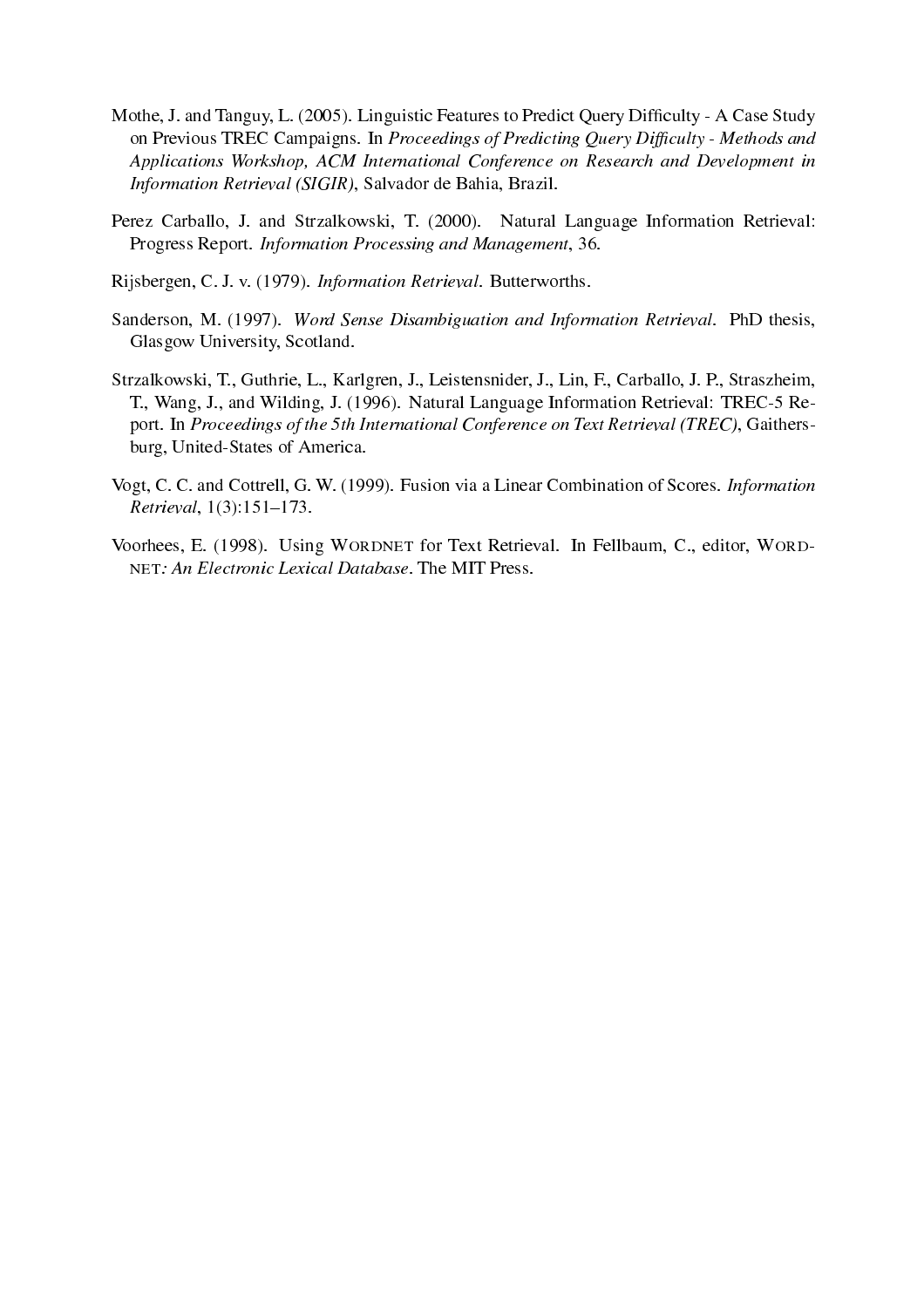Mothe, J. and Tanguy, L. (2005). Linguistic Features to Predict Query Difficulty - A Case Study on Previous TREC Campaigns. In *Proceedings of Predicting Query Difficulty - Methods and Applications Workshop, ACM International Conference on Research and Development in Information Retrieval (SIGIR)*, Salvador de Bahia, Brazil.

Perez Carballo, J. and Strzalkowski, T. (2000). Natural Language Information Retrieval: Progress Report. *Information Processing and Management*, 36.

Rijsbergen, C. J. v. (1979). *Information Retrieval*. Butterworths.

Sanderson, M. (1997). *Word Sense Disambiguation and Information Retrieval*. PhD thesis, Glasgow University, Scotland.

Strzalkowski, T., Guthrie, L., Karlgren, J., Leistensnider, J., Lin, F., Carballo, J. P., Straszheim, T., Wang, J., and Wilding, J. (1996). Natural Language Information Retrieval: TREC-5 Report. In *Proceedings of the 5th International Conference on Text Retrieval (TREC)*, Gaithersburg, United-States of America.

Vogt, C. C. and Cottrell, G. W. (1999). Fusion via a Linear Combination of Scores. *Information Retrieval*, 1(3):151–173.

Voorhees, E. (1998). Using WORDNET for Text Retrieval. In Fellbaum, C., editor, *WORDNET: An Electronic Lexical Database*. The MIT Press.